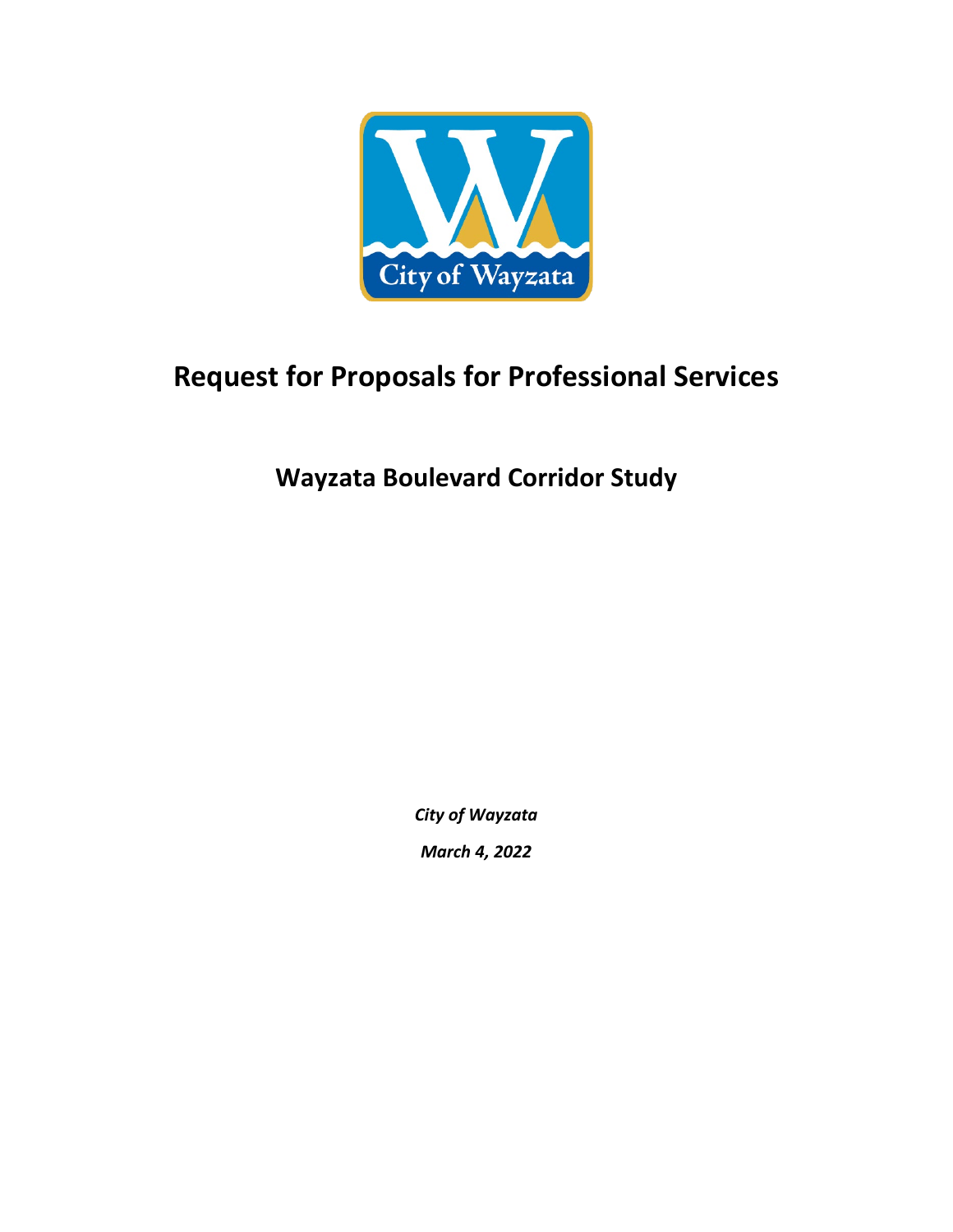# Request for Proposals for Professional Services

## Wayzata Boulevard Corridor Study

*City of Wayzata*

*March 4, 2022*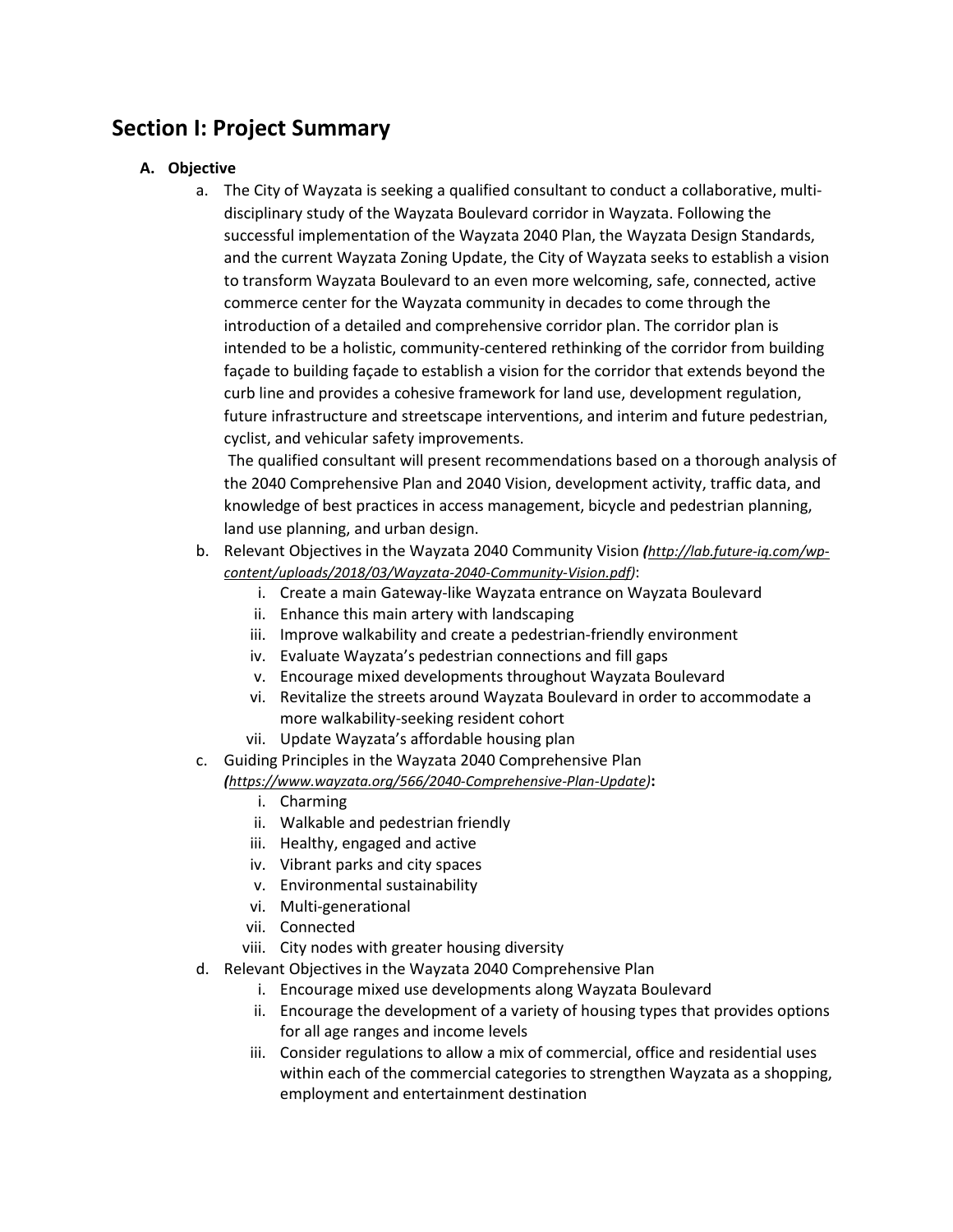## Section I: Project Summary

**A. Objective**

a. The City of Wayzata is seeking a qualified consultant to conduct a collaborative, multi-disciplinary study of the Wayzata Boulevard corridor in Wayzata. Following the successful implementation of the Wayzata 2040 Plan, the Wayzata Design Standards, and the current Wayzata Zoning Update, the City of Wayzata seeks to establish a vision to transform Wayzata Boulevard to an even more welcoming, safe, connected, active commerce center for the Wayzata community in decades to come through the introduction of a detailed and comprehensive corridor plan. The corridor plan is intended to be a holistic, community-centered rethinking of the corridor from building façade to building façade to establish a vision for the corridor that extends beyond the curb line and provides a cohesive framework for land use, development regulation, future infrastructure and streetscape interventions, and interim and future pedestrian, cyclist, and vehicular safety improvements.

   The qualified consultant will present recommendations based on a thorough analysis of the 2040 Comprehensive Plan and 2040 Vision, development activity, traffic data, and knowledge of best practices in access management, bicycle and pedestrian planning, land use planning, and urban design.

b. Relevant Objectives in the Wayzata 2040 Community Vision *(http://lab.future-iq.com/wp-content/uploads/2018/03/Wayzata-2040-Community-Vision.pdf)*:
   i. Create a main Gateway-like Wayzata entrance on Wayzata Boulevard
   ii. Enhance this main artery with landscaping
   iii. Improve walkability and create a pedestrian-friendly environment
   iv. Evaluate Wayzata's pedestrian connections and fill gaps
   v. Encourage mixed developments throughout Wayzata Boulevard
   vi. Revitalize the streets around Wayzata Boulevard in order to accommodate a more walkability-seeking resident cohort
   vii. Update Wayzata's affordable housing plan

c. Guiding Principles in the Wayzata 2040 Comprehensive Plan *(https://www.wayzata.org/566/2040-Comprehensive-Plan-Update)*:
   i. Charming
   ii. Walkable and pedestrian friendly
   iii. Healthy, engaged and active
   iv. Vibrant parks and city spaces
   v. Environmental sustainability
   vi. Multi-generational
   vii. Connected
   viii. City nodes with greater housing diversity

d. Relevant Objectives in the Wayzata 2040 Comprehensive Plan
   i. Encourage mixed use developments along Wayzata Boulevard
   ii. Encourage the development of a variety of housing types that provides options for all age ranges and income levels
   iii. Consider regulations to allow a mix of commercial, office and residential uses within each of the commercial categories to strengthen Wayzata as a shopping, employment and entertainment destination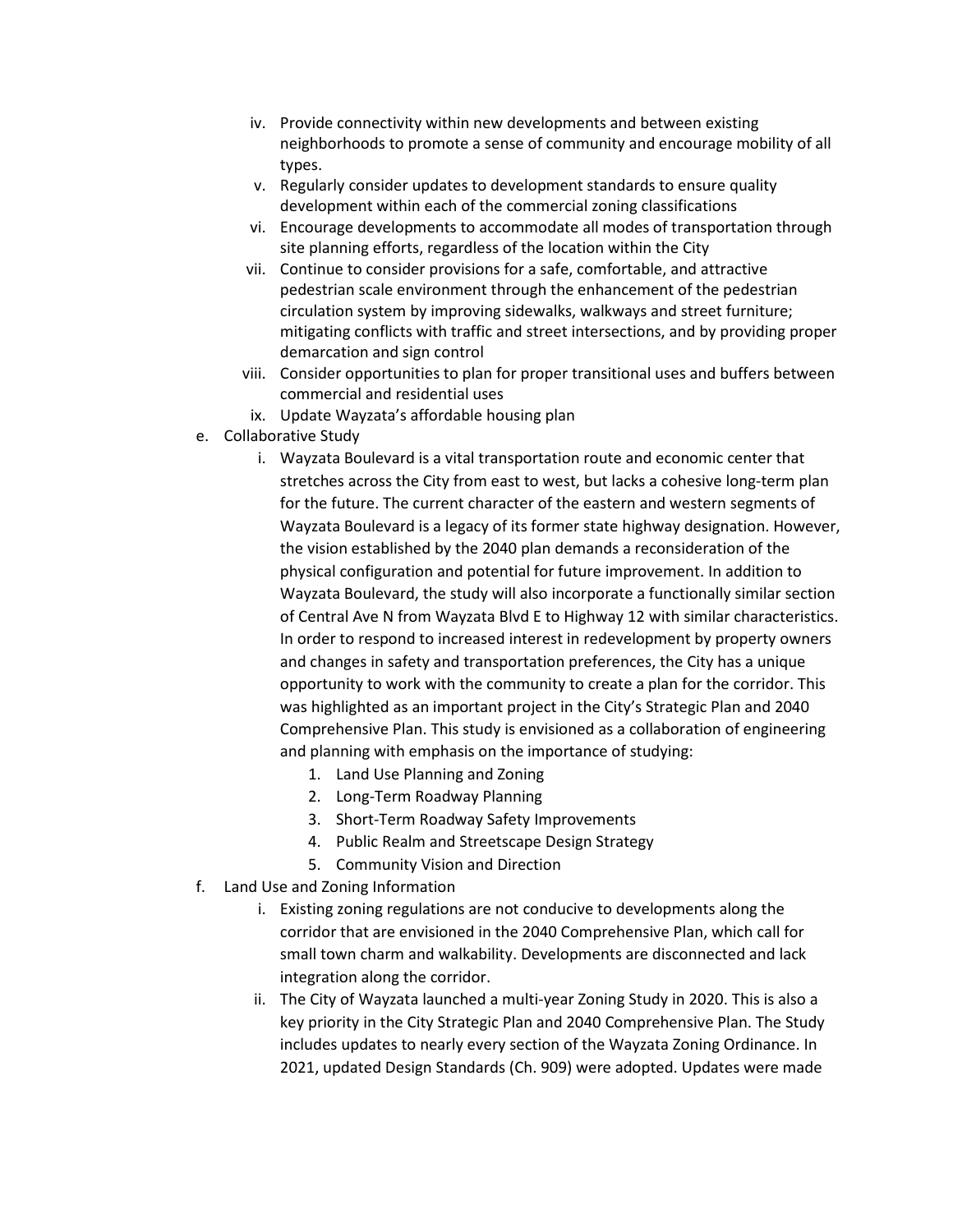iv. Provide connectivity within new developments and between existing neighborhoods to promote a sense of community and encourage mobility of all types.
   v. Regularly consider updates to development standards to ensure quality development within each of the commercial zoning classifications
   vi. Encourage developments to accommodate all modes of transportation through site planning efforts, regardless of the location within the City
   vii. Continue to consider provisions for a safe, comfortable, and attractive pedestrian scale environment through the enhancement of the pedestrian circulation system by improving sidewalks, walkways and street furniture; mitigating conflicts with traffic and street intersections, and by providing proper demarcation and sign control
   viii. Consider opportunities to plan for proper transitional uses and buffers between commercial and residential uses
   ix. Update Wayzata's affordable housing plan

e. Collaborative Study
   i. Wayzata Boulevard is a vital transportation route and economic center that stretches across the City from east to west, but lacks a cohesive long-term plan for the future. The current character of the eastern and western segments of Wayzata Boulevard is a legacy of its former state highway designation. However, the vision established by the 2040 plan demands a reconsideration of the physical configuration and potential for future improvement. In addition to Wayzata Boulevard, the study will also incorporate a functionally similar section of Central Ave N from Wayzata Blvd E to Highway 12 with similar characteristics. In order to respond to increased interest in redevelopment by property owners and changes in safety and transportation preferences, the City has a unique opportunity to work with the community to create a plan for the corridor. This was highlighted as an important project in the City's Strategic Plan and 2040 Comprehensive Plan. This study is envisioned as a collaboration of engineering and planning with emphasis on the importance of studying:
      1. Land Use Planning and Zoning
      2. Long-Term Roadway Planning
      3. Short-Term Roadway Safety Improvements
      4. Public Realm and Streetscape Design Strategy
      5. Community Vision and Direction

f. Land Use and Zoning Information
   i. Existing zoning regulations are not conducive to developments along the corridor that are envisioned in the 2040 Comprehensive Plan, which call for small town charm and walkability. Developments are disconnected and lack integration along the corridor.
   ii. The City of Wayzata launched a multi-year Zoning Study in 2020. This is also a key priority in the City Strategic Plan and 2040 Comprehensive Plan. The Study includes updates to nearly every section of the Wayzata Zoning Ordinance. In 2021, updated Design Standards (Ch. 909) were adopted. Updates were made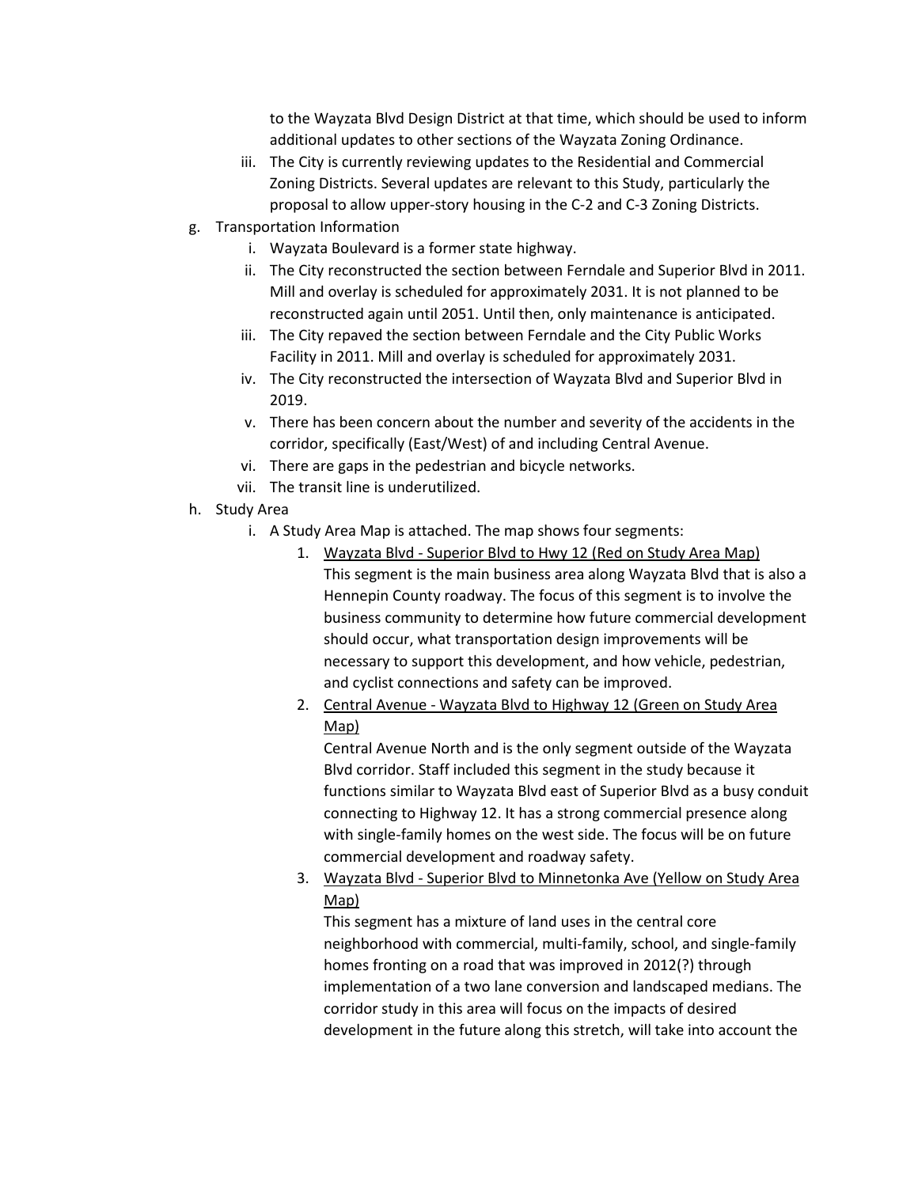to the Wayzata Blvd Design District at that time, which should be used to inform additional updates to other sections of the Wayzata Zoning Ordinance.

iii. The City is currently reviewing updates to the Residential and Commercial Zoning Districts. Several updates are relevant to this Study, particularly the proposal to allow upper-story housing in the C-2 and C-3 Zoning Districts.

g. Transportation Information

i. Wayzata Boulevard is a former state highway.

ii. The City reconstructed the section between Ferndale and Superior Blvd in 2011. Mill and overlay is scheduled for approximately 2031. It is not planned to be reconstructed again until 2051. Until then, only maintenance is anticipated.

iii. The City repaved the section between Ferndale and the City Public Works Facility in 2011. Mill and overlay is scheduled for approximately 2031.

iv. The City reconstructed the intersection of Wayzata Blvd and Superior Blvd in 2019.

v. There has been concern about the number and severity of the accidents in the corridor, specifically (East/West) of and including Central Avenue.

vi. There are gaps in the pedestrian and bicycle networks.

vii. The transit line is underutilized.

h. Study Area

i. A Study Area Map is attached. The map shows four segments:

1. <u>Wayzata Blvd - Superior Blvd to Hwy 12 (Red on Study Area Map)</u>
This segment is the main business area along Wayzata Blvd that is also a Hennepin County roadway. The focus of this segment is to involve the business community to determine how future commercial development should occur, what transportation design improvements will be necessary to support this development, and how vehicle, pedestrian, and cyclist connections and safety can be improved.

2. <u>Central Avenue - Wayzata Blvd to Highway 12 (Green on Study Area Map)</u>
Central Avenue North and is the only segment outside of the Wayzata Blvd corridor. Staff included this segment in the study because it functions similar to Wayzata Blvd east of Superior Blvd as a busy conduit connecting to Highway 12. It has a strong commercial presence along with single-family homes on the west side. The focus will be on future commercial development and roadway safety.

3. <u>Wayzata Blvd - Superior Blvd to Minnetonka Ave (Yellow on Study Area Map)</u>
This segment has a mixture of land uses in the central core neighborhood with commercial, multi-family, school, and single-family homes fronting on a road that was improved in 2012(?) through implementation of a two lane conversion and landscaped medians. The corridor study in this area will focus on the impacts of desired development in the future along this stretch, will take into account the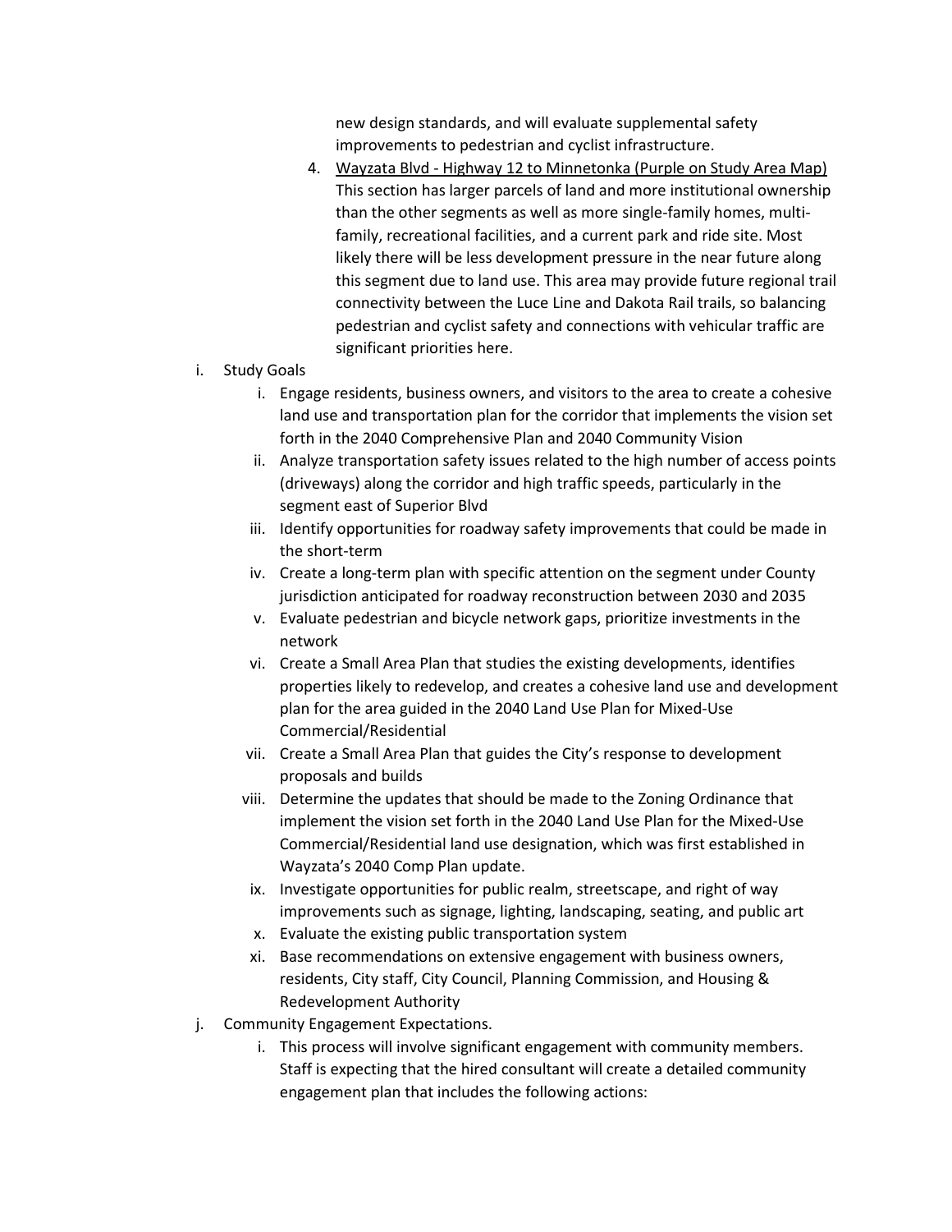new design standards, and will evaluate supplemental safety improvements to pedestrian and cyclist infrastructure.

4. <u>Wayzata Blvd - Highway 12 to Minnetonka (Purple on Study Area Map)</u> This section has larger parcels of land and more institutional ownership than the other segments as well as more single-family homes, multi-family, recreational facilities, and a current park and ride site. Most likely there will be less development pressure in the near future along this segment due to land use. This area may provide future regional trail connectivity between the Luce Line and Dakota Rail trails, so balancing pedestrian and cyclist safety and connections with vehicular traffic are significant priorities here.

i. Study Goals
   i. Engage residents, business owners, and visitors to the area to create a cohesive land use and transportation plan for the corridor that implements the vision set forth in the 2040 Comprehensive Plan and 2040 Community Vision
   ii. Analyze transportation safety issues related to the high number of access points (driveways) along the corridor and high traffic speeds, particularly in the segment east of Superior Blvd
   iii. Identify opportunities for roadway safety improvements that could be made in the short-term
   iv. Create a long-term plan with specific attention on the segment under County jurisdiction anticipated for roadway reconstruction between 2030 and 2035
   v. Evaluate pedestrian and bicycle network gaps, prioritize investments in the network
   vi. Create a Small Area Plan that studies the existing developments, identifies properties likely to redevelop, and creates a cohesive land use and development plan for the area guided in the 2040 Land Use Plan for Mixed-Use Commercial/Residential
   vii. Create a Small Area Plan that guides the City's response to development proposals and builds
   viii. Determine the updates that should be made to the Zoning Ordinance that implement the vision set forth in the 2040 Land Use Plan for the Mixed-Use Commercial/Residential land use designation, which was first established in Wayzata's 2040 Comp Plan update.
   ix. Investigate opportunities for public realm, streetscape, and right of way improvements such as signage, lighting, landscaping, seating, and public art
   x. Evaluate the existing public transportation system
   xi. Base recommendations on extensive engagement with business owners, residents, City staff, City Council, Planning Commission, and Housing & Redevelopment Authority

j. Community Engagement Expectations.
   i. This process will involve significant engagement with community members. Staff is expecting that the hired consultant will create a detailed community engagement plan that includes the following actions: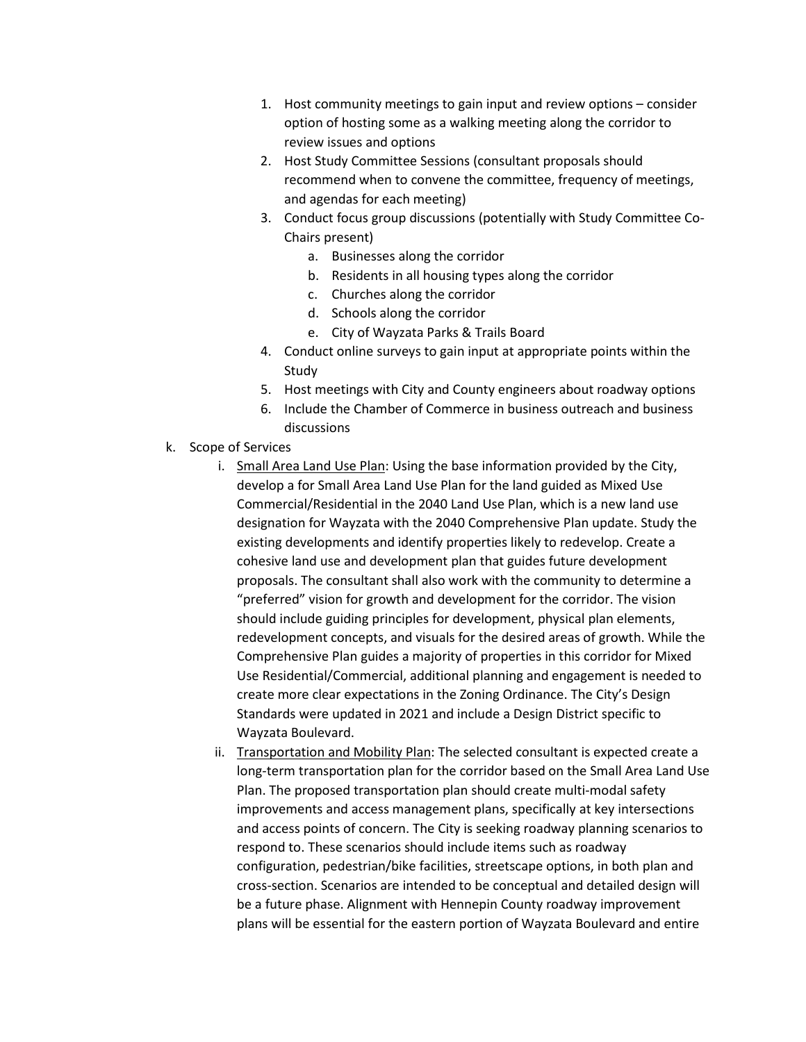1. Host community meetings to gain input and review options – consider option of hosting some as a walking meeting along the corridor to review issues and options
2. Host Study Committee Sessions (consultant proposals should recommend when to convene the committee, frequency of meetings, and agendas for each meeting)
3. Conduct focus group discussions (potentially with Study Committee Co-Chairs present)
   a. Businesses along the corridor
   b. Residents in all housing types along the corridor
   c. Churches along the corridor
   d. Schools along the corridor
   e. City of Wayzata Parks & Trails Board
4. Conduct online surveys to gain input at appropriate points within the Study
5. Host meetings with City and County engineers about roadway options
6. Include the Chamber of Commerce in business outreach and business discussions

k. Scope of Services

   i. <u>Small Area Land Use Plan</u>: Using the base information provided by the City, develop a for Small Area Land Use Plan for the land guided as Mixed Use Commercial/Residential in the 2040 Land Use Plan, which is a new land use designation for Wayzata with the 2040 Comprehensive Plan update. Study the existing developments and identify properties likely to redevelop. Create a cohesive land use and development plan that guides future development proposals. The consultant shall also work with the community to determine a "preferred" vision for growth and development for the corridor. The vision should include guiding principles for development, physical plan elements, redevelopment concepts, and visuals for the desired areas of growth. While the Comprehensive Plan guides a majority of properties in this corridor for Mixed Use Residential/Commercial, additional planning and engagement is needed to create more clear expectations in the Zoning Ordinance. The City's Design Standards were updated in 2021 and include a Design District specific to Wayzata Boulevard.

   ii. <u>Transportation and Mobility Plan</u>: The selected consultant is expected create a long-term transportation plan for the corridor based on the Small Area Land Use Plan. The proposed transportation plan should create multi-modal safety improvements and access management plans, specifically at key intersections and access points of concern. The City is seeking roadway planning scenarios to respond to. These scenarios should include items such as roadway configuration, pedestrian/bike facilities, streetscape options, in both plan and cross-section. Scenarios are intended to be conceptual and detailed design will be a future phase. Alignment with Hennepin County roadway improvement plans will be essential for the eastern portion of Wayzata Boulevard and entire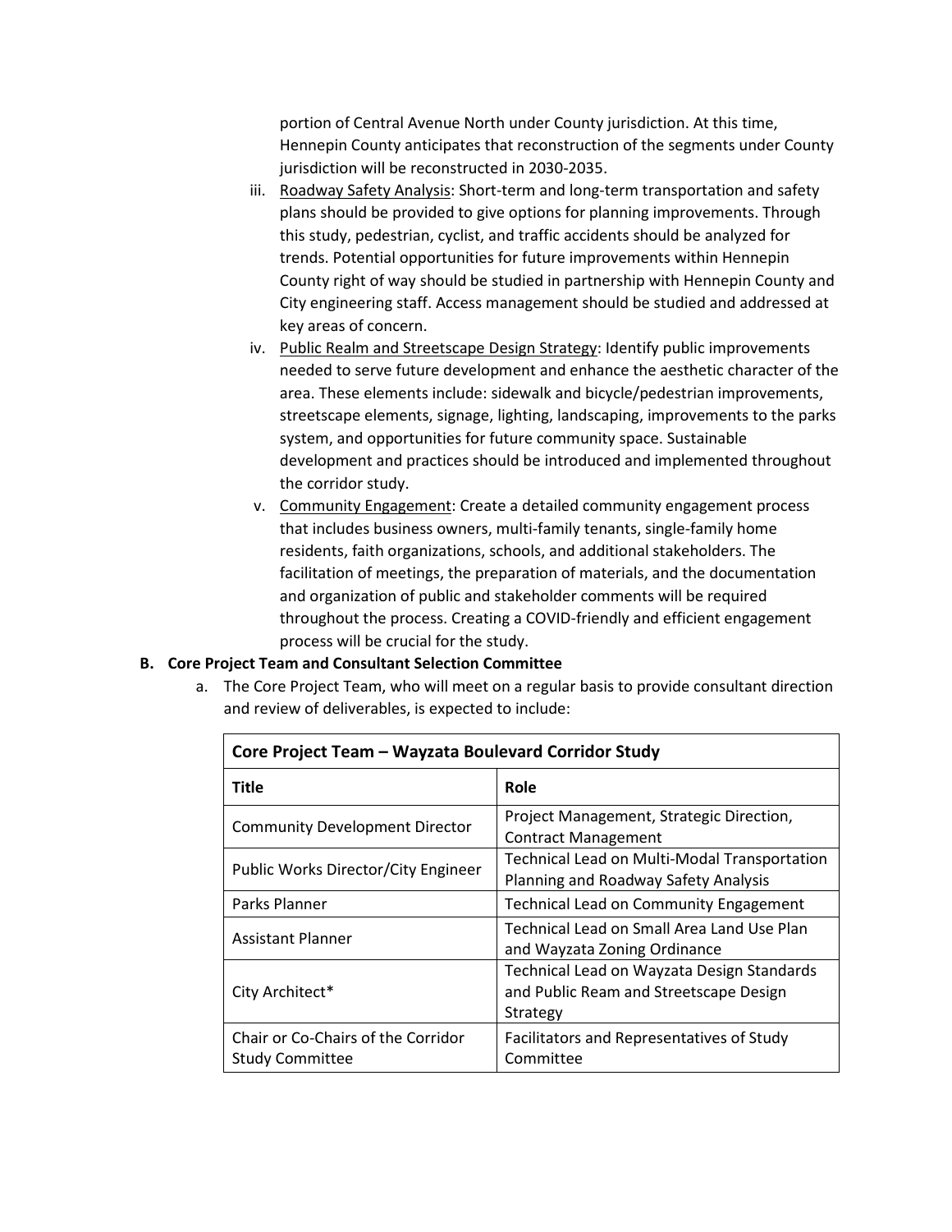portion of Central Avenue North under County jurisdiction. At this time, Hennepin County anticipates that reconstruction of the segments under County jurisdiction will be reconstructed in 2030-2035.

iii. Roadway Safety Analysis: Short-term and long-term transportation and safety plans should be provided to give options for planning improvements. Through this study, pedestrian, cyclist, and traffic accidents should be analyzed for trends. Potential opportunities for future improvements within Hennepin County right of way should be studied in partnership with Hennepin County and City engineering staff. Access management should be studied and addressed at key areas of concern.

iv. Public Realm and Streetscape Design Strategy: Identify public improvements needed to serve future development and enhance the aesthetic character of the area. These elements include: sidewalk and bicycle/pedestrian improvements, streetscape elements, signage, lighting, landscaping, improvements to the parks system, and opportunities for future community space. Sustainable development and practices should be introduced and implemented throughout the corridor study.

v. Community Engagement: Create a detailed community engagement process that includes business owners, multi-family tenants, single-family home residents, faith organizations, schools, and additional stakeholders. The facilitation of meetings, the preparation of materials, and the documentation and organization of public and stakeholder comments will be required throughout the process. Creating a COVID-friendly and efficient engagement process will be crucial for the study.

**B. Core Project Team and Consultant Selection Committee**

a. The Core Project Team, who will meet on a regular basis to provide consultant direction and review of deliverables, is expected to include:

| Core Project Team – Wayzata Boulevard Corridor Study | |
|---|---|
| **Title** | **Role** |
| Community Development Director | Project Management, Strategic Direction, Contract Management |
| Public Works Director/City Engineer | Technical Lead on Multi-Modal Transportation Planning and Roadway Safety Analysis |
| Parks Planner | Technical Lead on Community Engagement |
| Assistant Planner | Technical Lead on Small Area Land Use Plan and Wayzata Zoning Ordinance |
| City Architect* | Technical Lead on Wayzata Design Standards and Public Ream and Streetscape Design Strategy |
| Chair or Co-Chairs of the Corridor Study Committee | Facilitators and Representatives of Study Committee |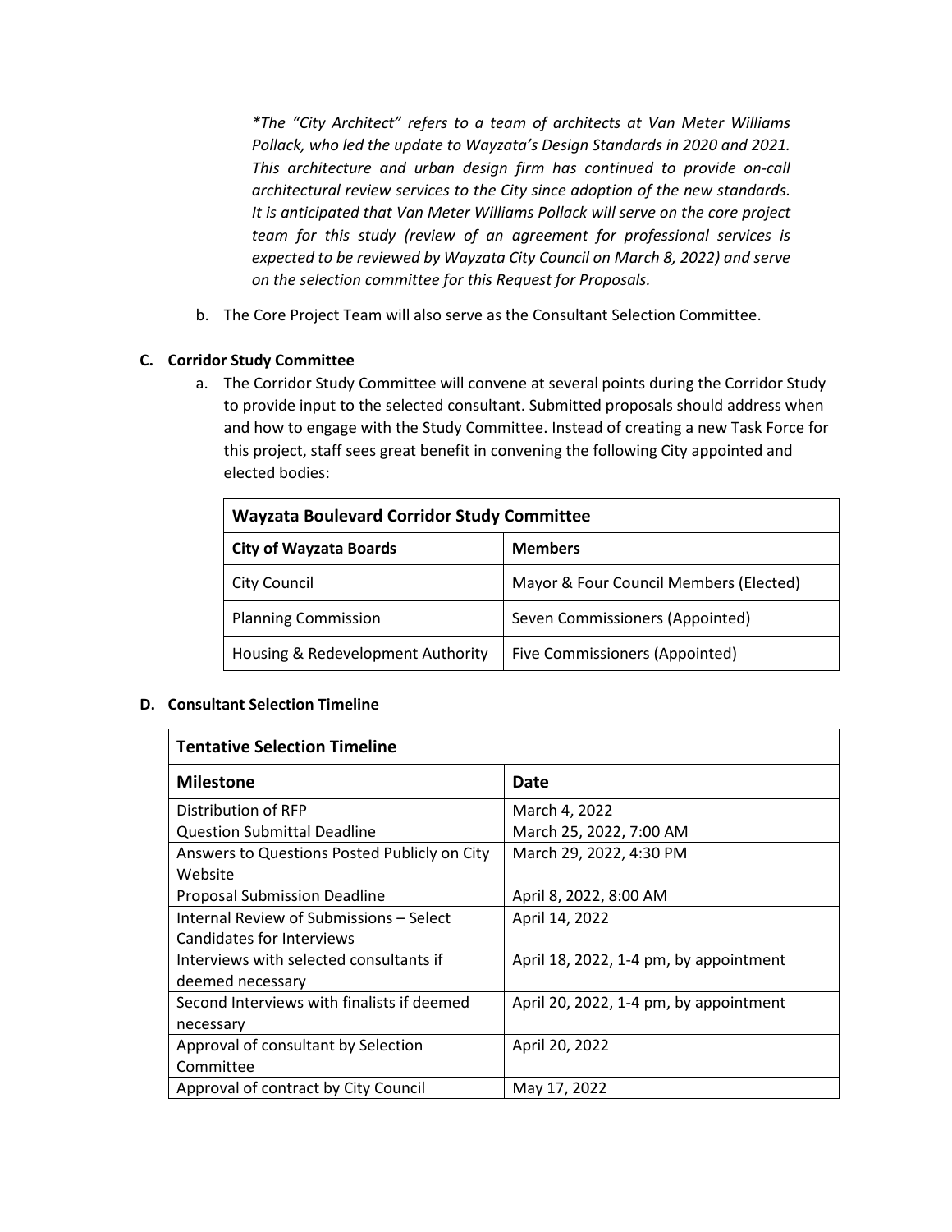*\*The "City Architect" refers to a team of architects at Van Meter Williams Pollack, who led the update to Wayzata's Design Standards in 2020 and 2021. This architecture and urban design firm has continued to provide on-call architectural review services to the City since adoption of the new standards. It is anticipated that Van Meter Williams Pollack will serve on the core project team for this study (review of an agreement for professional services is expected to be reviewed by Wayzata City Council on March 8, 2022) and serve on the selection committee for this Request for Proposals.*

b. The Core Project Team will also serve as the Consultant Selection Committee.

**C. Corridor Study Committee**

a. The Corridor Study Committee will convene at several points during the Corridor Study to provide input to the selected consultant. Submitted proposals should address when and how to engage with the Study Committee. Instead of creating a new Task Force for this project, staff sees great benefit in convening the following City appointed and elected bodies:

| **Wayzata Boulevard Corridor Study Committee** | |
|---|---|
| **City of Wayzata Boards** | **Members** |
| City Council | Mayor & Four Council Members (Elected) |
| Planning Commission | Seven Commissioners (Appointed) |
| Housing & Redevelopment Authority | Five Commissioners (Appointed) |

**D. Consultant Selection Timeline**

| **Tentative Selection Timeline** | |
|---|---|
| **Milestone** | **Date** |
| Distribution of RFP | March 4, 2022 |
| Question Submittal Deadline | March 25, 2022, 7:00 AM |
| Answers to Questions Posted Publicly on City Website | March 29, 2022, 4:30 PM |
| Proposal Submission Deadline | April 8, 2022, 8:00 AM |
| Internal Review of Submissions – Select Candidates for Interviews | April 14, 2022 |
| Interviews with selected consultants if deemed necessary | April 18, 2022, 1-4 pm, by appointment |
| Second Interviews with finalists if deemed necessary | April 20, 2022, 1-4 pm, by appointment |
| Approval of consultant by Selection Committee | April 20, 2022 |
| Approval of contract by City Council | May 17, 2022 |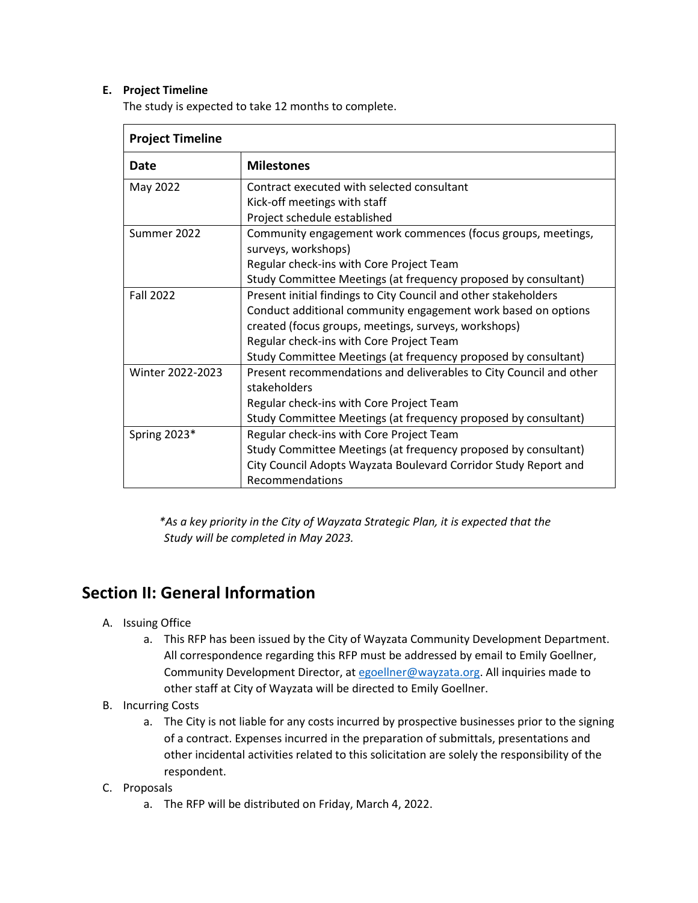**E. Project Timeline**

The study is expected to take 12 months to complete.

| **Project Timeline** | |
|---|---|
| **Date** | **Milestones** |
| May 2022 | Contract executed with selected consultant<br>Kick-off meetings with staff<br>Project schedule established |
| Summer 2022 | Community engagement work commences (focus groups, meetings, surveys, workshops)<br>Regular check-ins with Core Project Team<br>Study Committee Meetings (at frequency proposed by consultant) |
| Fall 2022 | Present initial findings to City Council and other stakeholders<br>Conduct additional community engagement work based on options created (focus groups, meetings, surveys, workshops)<br>Regular check-ins with Core Project Team<br>Study Committee Meetings (at frequency proposed by consultant) |
| Winter 2022-2023 | Present recommendations and deliverables to City Council and other stakeholders<br>Regular check-ins with Core Project Team<br>Study Committee Meetings (at frequency proposed by consultant) |
| Spring 2023* | Regular check-ins with Core Project Team<br>Study Committee Meetings (at frequency proposed by consultant)<br>City Council Adopts Wayzata Boulevard Corridor Study Report and Recommendations |

*\*As a key priority in the City of Wayzata Strategic Plan, it is expected that the Study will be completed in May 2023.*

## Section II: General Information

A. Issuing Office
   a. This RFP has been issued by the City of Wayzata Community Development Department. All correspondence regarding this RFP must be addressed by email to Emily Goellner, Community Development Director, at egoellner@wayzata.org. All inquiries made to other staff at City of Wayzata will be directed to Emily Goellner.

B. Incurring Costs
   a. The City is not liable for any costs incurred by prospective businesses prior to the signing of a contract. Expenses incurred in the preparation of submittals, presentations and other incidental activities related to this solicitation are solely the responsibility of the respondent.

C. Proposals
   a. The RFP will be distributed on Friday, March 4, 2022.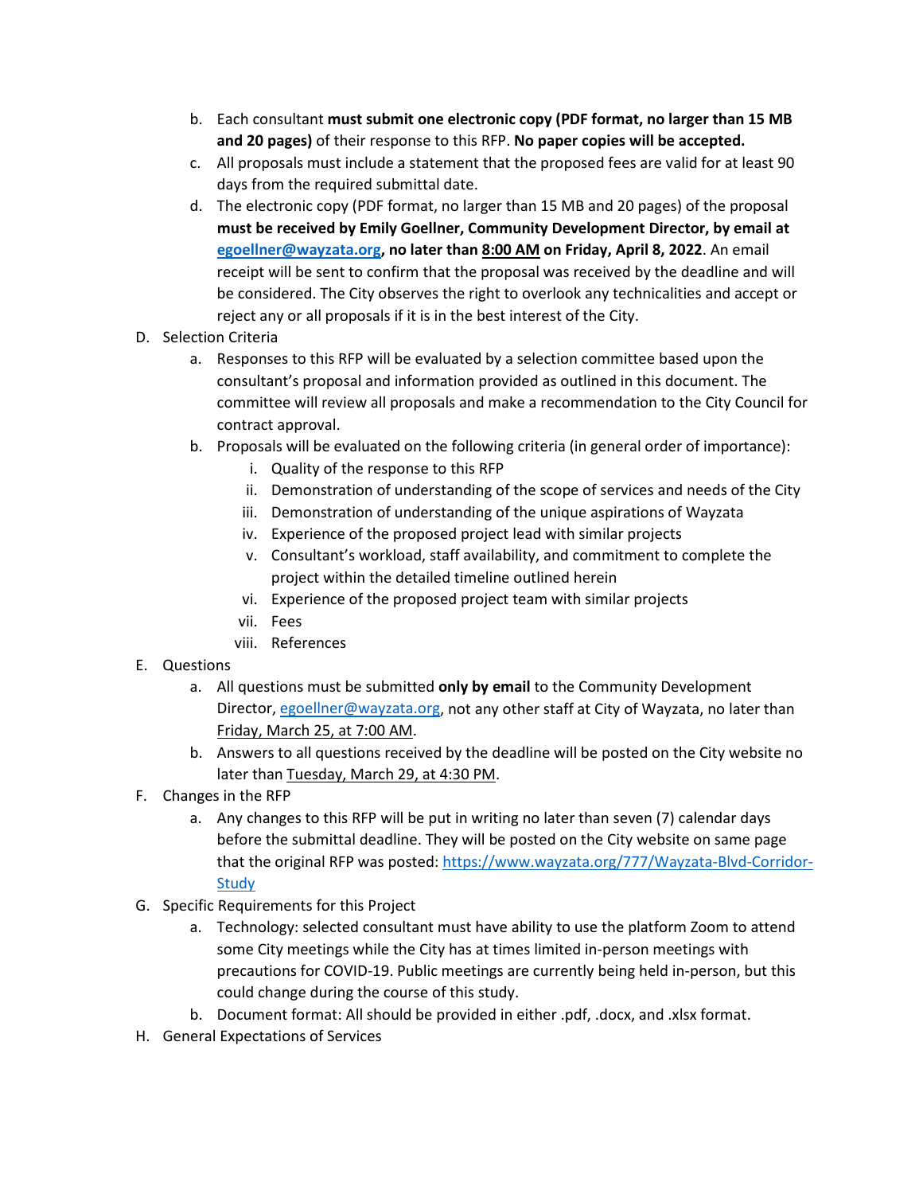b. Each consultant **must submit one electronic copy (PDF format, no larger than 15 MB and 20 pages)** of their response to this RFP. **No paper copies will be accepted.**
  c. All proposals must include a statement that the proposed fees are valid for at least 90 days from the required submittal date.
  d. The electronic copy (PDF format, no larger than 15 MB and 20 pages) of the proposal **must be received by Emily Goellner, Community Development Director, by email at [egoellner@wayzata.org](mailto:egoellner@wayzata.org), no later than 8:00 AM on Friday, April 8, 2022**. An email receipt will be sent to confirm that the proposal was received by the deadline and will be considered. The City observes the right to overlook any technicalities and accept or reject any or all proposals if it is in the best interest of the City.

D. Selection Criteria
  a. Responses to this RFP will be evaluated by a selection committee based upon the consultant's proposal and information provided as outlined in this document. The committee will review all proposals and make a recommendation to the City Council for contract approval.
  b. Proposals will be evaluated on the following criteria (in general order of importance):
    i. Quality of the response to this RFP
    ii. Demonstration of understanding of the scope of services and needs of the City
    iii. Demonstration of understanding of the unique aspirations of Wayzata
    iv. Experience of the proposed project lead with similar projects
    v. Consultant's workload, staff availability, and commitment to complete the project within the detailed timeline outlined herein
    vi. Experience of the proposed project team with similar projects
    vii. Fees
    viii. References

E. Questions
  a. All questions must be submitted **only by email** to the Community Development Director, [egoellner@wayzata.org](mailto:egoellner@wayzata.org), not any other staff at City of Wayzata, no later than Friday, March 25, at 7:00 AM.
  b. Answers to all questions received by the deadline will be posted on the City website no later than Tuesday, March 29, at 4:30 PM.

F. Changes in the RFP
  a. Any changes to this RFP will be put in writing no later than seven (7) calendar days before the submittal deadline. They will be posted on the City website on same page that the original RFP was posted: [https://www.wayzata.org/777/Wayzata-Blvd-Corridor-Study](https://www.wayzata.org/777/Wayzata-Blvd-Corridor-Study)

G. Specific Requirements for this Project
  a. Technology: selected consultant must have ability to use the platform Zoom to attend some City meetings while the City has at times limited in-person meetings with precautions for COVID-19. Public meetings are currently being held in-person, but this could change during the course of this study.
  b. Document format: All should be provided in either .pdf, .docx, and .xlsx format.

H. General Expectations of Services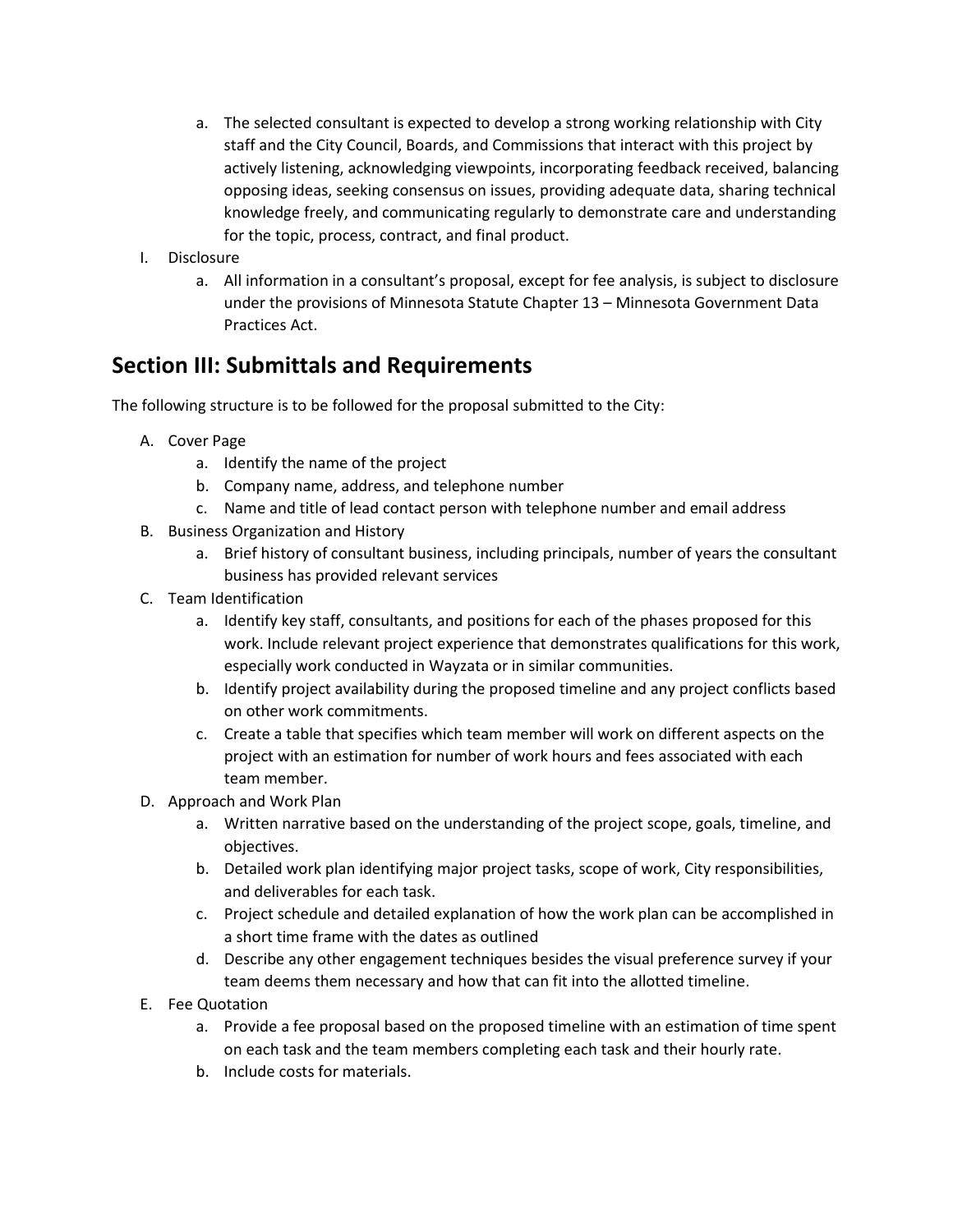a. The selected consultant is expected to develop a strong working relationship with City staff and the City Council, Boards, and Commissions that interact with this project by actively listening, acknowledging viewpoints, incorporating feedback received, balancing opposing ideas, seeking consensus on issues, providing adequate data, sharing technical knowledge freely, and communicating regularly to demonstrate care and understanding for the topic, process, contract, and final product.

I. Disclosure
   a. All information in a consultant's proposal, except for fee analysis, is subject to disclosure under the provisions of Minnesota Statute Chapter 13 – Minnesota Government Data Practices Act.

## Section III: Submittals and Requirements

The following structure is to be followed for the proposal submitted to the City:

A. Cover Page
   a. Identify the name of the project
   b. Company name, address, and telephone number
   c. Name and title of lead contact person with telephone number and email address

B. Business Organization and History
   a. Brief history of consultant business, including principals, number of years the consultant business has provided relevant services

C. Team Identification
   a. Identify key staff, consultants, and positions for each of the phases proposed for this work. Include relevant project experience that demonstrates qualifications for this work, especially work conducted in Wayzata or in similar communities.
   b. Identify project availability during the proposed timeline and any project conflicts based on other work commitments.
   c. Create a table that specifies which team member will work on different aspects on the project with an estimation for number of work hours and fees associated with each team member.

D. Approach and Work Plan
   a. Written narrative based on the understanding of the project scope, goals, timeline, and objectives.
   b. Detailed work plan identifying major project tasks, scope of work, City responsibilities, and deliverables for each task.
   c. Project schedule and detailed explanation of how the work plan can be accomplished in a short time frame with the dates as outlined
   d. Describe any other engagement techniques besides the visual preference survey if your team deems them necessary and how that can fit into the allotted timeline.

E. Fee Quotation
   a. Provide a fee proposal based on the proposed timeline with an estimation of time spent on each task and the team members completing each task and their hourly rate.
   b. Include costs for materials.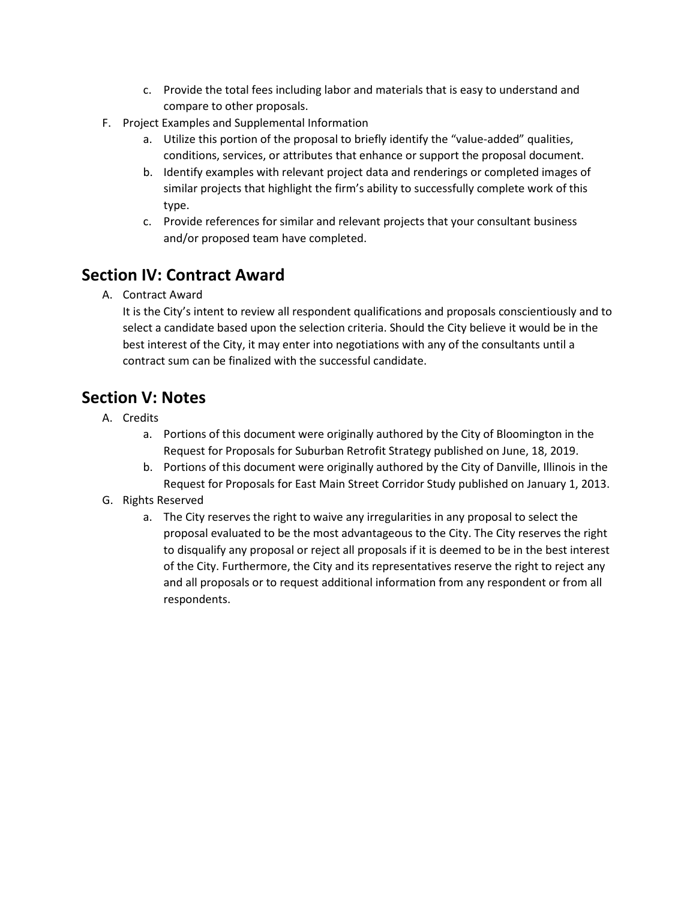c. Provide the total fees including labor and materials that is easy to understand and compare to other proposals.

F. Project Examples and Supplemental Information
   a. Utilize this portion of the proposal to briefly identify the "value-added" qualities, conditions, services, or attributes that enhance or support the proposal document.
   b. Identify examples with relevant project data and renderings or completed images of similar projects that highlight the firm's ability to successfully complete work of this type.
   c. Provide references for similar and relevant projects that your consultant business and/or proposed team have completed.

## Section IV: Contract Award

A. Contract Award

It is the City's intent to review all respondent qualifications and proposals conscientiously and to select a candidate based upon the selection criteria. Should the City believe it would be in the best interest of the City, it may enter into negotiations with any of the consultants until a contract sum can be finalized with the successful candidate.

## Section V: Notes

A. Credits
   a. Portions of this document were originally authored by the City of Bloomington in the Request for Proposals for Suburban Retrofit Strategy published on June, 18, 2019.
   b. Portions of this document were originally authored by the City of Danville, Illinois in the Request for Proposals for East Main Street Corridor Study published on January 1, 2013.

G. Rights Reserved
   a. The City reserves the right to waive any irregularities in any proposal to select the proposal evaluated to be the most advantageous to the City. The City reserves the right to disqualify any proposal or reject all proposals if it is deemed to be in the best interest of the City. Furthermore, the City and its representatives reserve the right to reject any and all proposals or to request additional information from any respondent or from all respondents.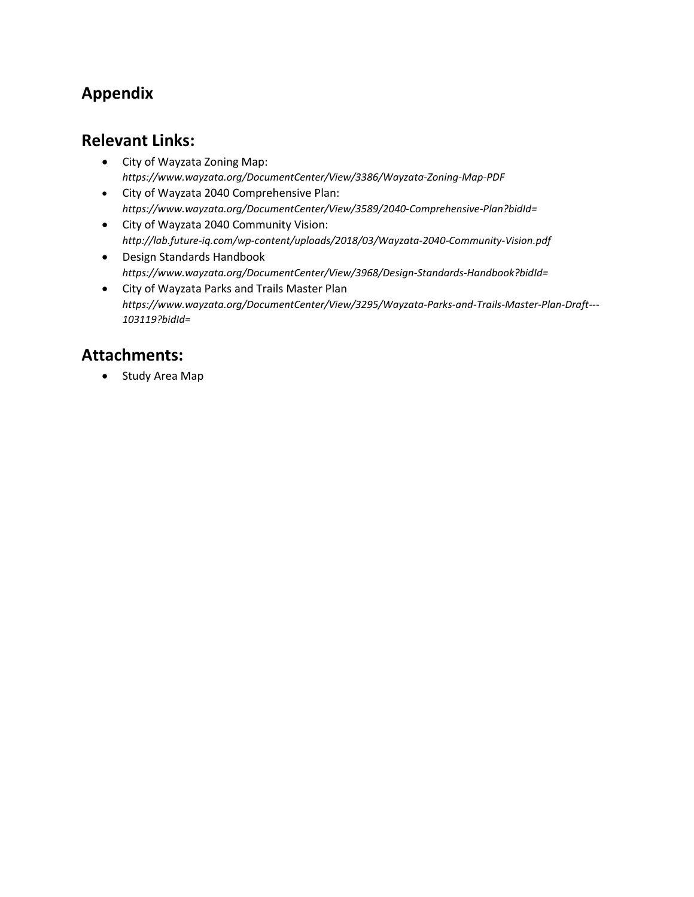## Appendix

## Relevant Links:

- City of Wayzata Zoning Map:
  *https://www.wayzata.org/DocumentCenter/View/3386/Wayzata-Zoning-Map-PDF*
- City of Wayzata 2040 Comprehensive Plan:
  *https://www.wayzata.org/DocumentCenter/View/3589/2040-Comprehensive-Plan?bidId=*
- City of Wayzata 2040 Community Vision:
  *http://lab.future-iq.com/wp-content/uploads/2018/03/Wayzata-2040-Community-Vision.pdf*
- Design Standards Handbook
  *https://www.wayzata.org/DocumentCenter/View/3968/Design-Standards-Handbook?bidId=*
- City of Wayzata Parks and Trails Master Plan
  *https://www.wayzata.org/DocumentCenter/View/3295/Wayzata-Parks-and-Trails-Master-Plan-Draft---103119?bidId=*

## Attachments:

- Study Area Map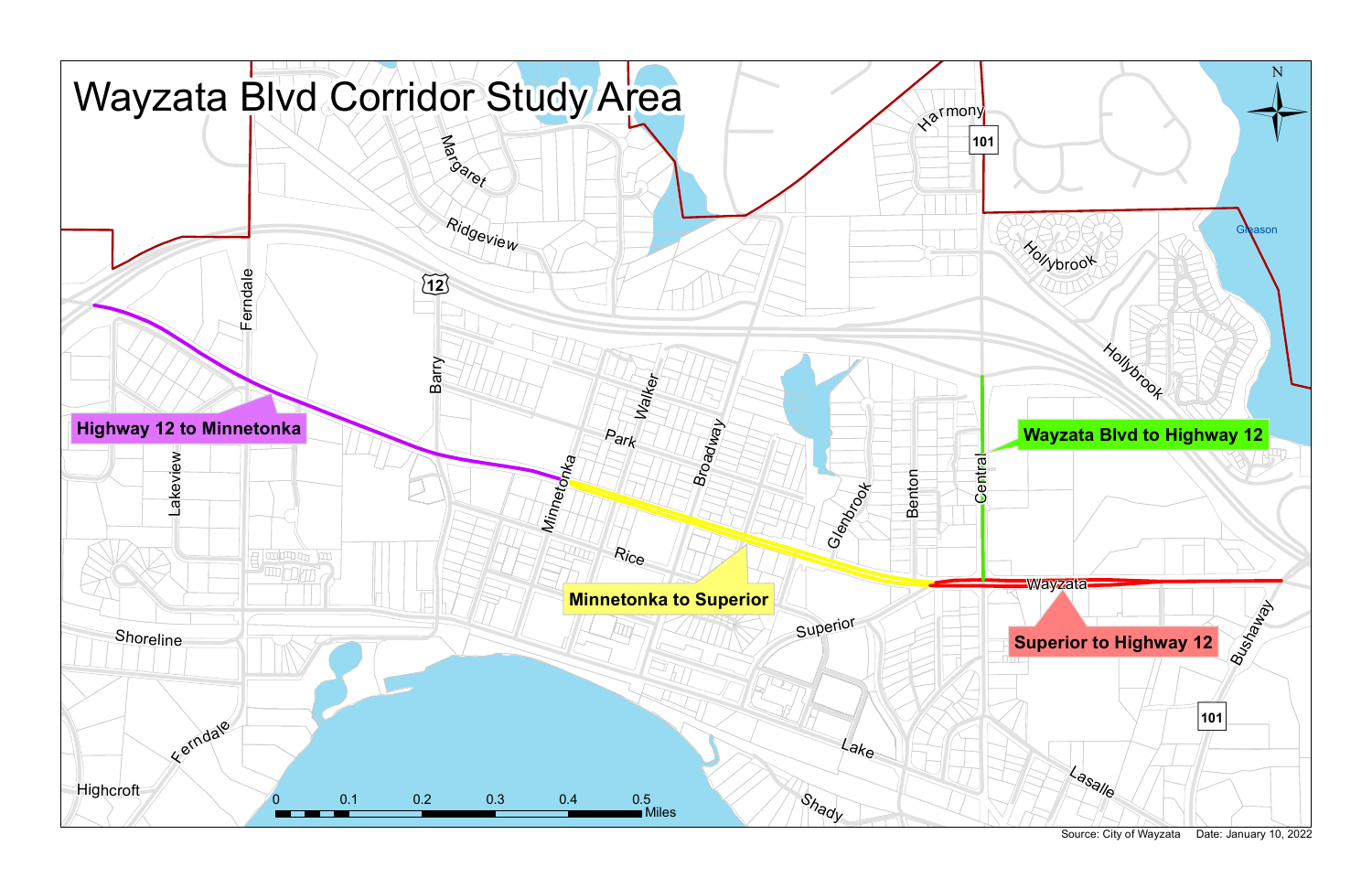# Wayzata Blvd Corridor Study Area

Highway 12 to Minnetonka

Minnetonka to Superior

Wayzata Blvd to Highway 12

Superior to Highway 12

Harmony

101

Margaret

Ridgeview

12

Hollybrook

Gleason

Ferndale

Barry

Walker

Park

Broadway

Minnetonka

Lakeview

Glenbrook

Benton

Central

Rice

Wayzata

Superior

Bushaway

Shoreline

Lake

Lasalle

Shady

Ferndale

Highcroft

101

0 0.1 0.2 0.3 0.4 0.5 Miles

N

Source: City of Wayzata Date: January 10, 2022